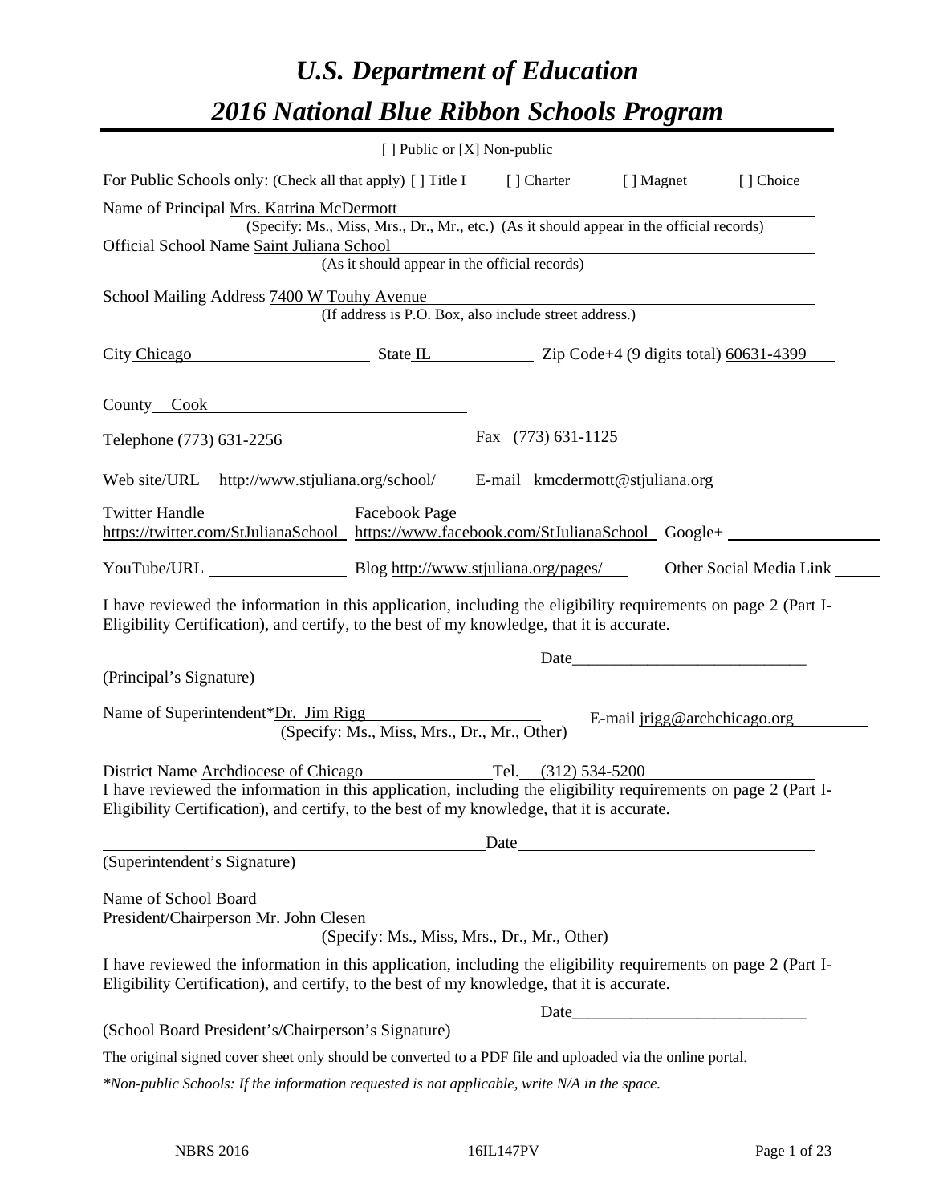# *U.S. Department of Education*

# *2016 National Blue Ribbon Schools Program*

[ ] Public or [X] Non-public

For Public Schools only: (Check all that apply) [ ] Title I [ ] Charter [ ] Magnet [ ] Choice

Name of Principal Mrs. Katrina McDermott
(Specify: Ms., Miss, Mrs., Dr., Mr., etc.) (As it should appear in the official records)

Official School Name Saint Juliana School
(As it should appear in the official records)

School Mailing Address 7400 W Touhy Avenue
(If address is P.O. Box, also include street address.)

City Chicago State IL Zip Code+4 (9 digits total) 60631-4399

County Cook

Telephone (773) 631-2256 Fax (773) 631-1125

Web site/URL http://www.stjuliana.org/school/ E-mail kmcdermott@stjuliana.org

Twitter Handle https://twitter.com/StJulianaSchool Facebook Page https://www.facebook.com/StJulianaSchool Google+

YouTube/URL Blog http://www.stjuliana.org/pages/ Other Social Media Link

I have reviewed the information in this application, including the eligibility requirements on page 2 (Part I-Eligibility Certification), and certify, to the best of my knowledge, that it is accurate.

Date

(Principal's Signature)

Name of Superintendent*Dr. Jim Rigg E-mail jrigg@archchicago.org
(Specify: Ms., Miss, Mrs., Dr., Mr., Other)

District Name Archdiocese of Chicago Tel. (312) 534-5200

I have reviewed the information in this application, including the eligibility requirements on page 2 (Part I-Eligibility Certification), and certify, to the best of my knowledge, that it is accurate.

Date

(Superintendent's Signature)

Name of School Board
President/Chairperson Mr. John Clesen
(Specify: Ms., Miss, Mrs., Dr., Mr., Other)

I have reviewed the information in this application, including the eligibility requirements on page 2 (Part I-Eligibility Certification), and certify, to the best of my knowledge, that it is accurate.

Date

(School Board President's/Chairperson's Signature)

The original signed cover sheet only should be converted to a PDF file and uploaded via the online portal.

*\*Non-public Schools: If the information requested is not applicable, write N/A in the space.*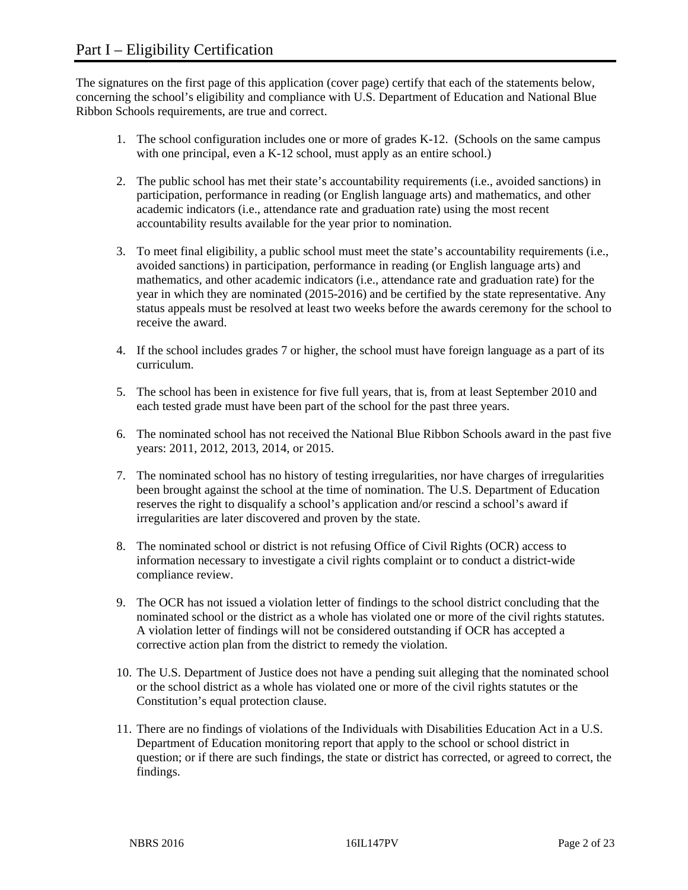# Part I – Eligibility Certification

The signatures on the first page of this application (cover page) certify that each of the statements below, concerning the school's eligibility and compliance with U.S. Department of Education and National Blue Ribbon Schools requirements, are true and correct.

1. The school configuration includes one or more of grades K-12. (Schools on the same campus with one principal, even a K-12 school, must apply as an entire school.)

2. The public school has met their state's accountability requirements (i.e., avoided sanctions) in participation, performance in reading (or English language arts) and mathematics, and other academic indicators (i.e., attendance rate and graduation rate) using the most recent accountability results available for the year prior to nomination.

3. To meet final eligibility, a public school must meet the state's accountability requirements (i.e., avoided sanctions) in participation, performance in reading (or English language arts) and mathematics, and other academic indicators (i.e., attendance rate and graduation rate) for the year in which they are nominated (2015-2016) and be certified by the state representative. Any status appeals must be resolved at least two weeks before the awards ceremony for the school to receive the award.

4. If the school includes grades 7 or higher, the school must have foreign language as a part of its curriculum.

5. The school has been in existence for five full years, that is, from at least September 2010 and each tested grade must have been part of the school for the past three years.

6. The nominated school has not received the National Blue Ribbon Schools award in the past five years: 2011, 2012, 2013, 2014, or 2015.

7. The nominated school has no history of testing irregularities, nor have charges of irregularities been brought against the school at the time of nomination. The U.S. Department of Education reserves the right to disqualify a school's application and/or rescind a school's award if irregularities are later discovered and proven by the state.

8. The nominated school or district is not refusing Office of Civil Rights (OCR) access to information necessary to investigate a civil rights complaint or to conduct a district-wide compliance review.

9. The OCR has not issued a violation letter of findings to the school district concluding that the nominated school or the district as a whole has violated one or more of the civil rights statutes. A violation letter of findings will not be considered outstanding if OCR has accepted a corrective action plan from the district to remedy the violation.

10. The U.S. Department of Justice does not have a pending suit alleging that the nominated school or the school district as a whole has violated one or more of the civil rights statutes or the Constitution's equal protection clause.

11. There are no findings of violations of the Individuals with Disabilities Education Act in a U.S. Department of Education monitoring report that apply to the school or school district in question; or if there are such findings, the state or district has corrected, or agreed to correct, the findings.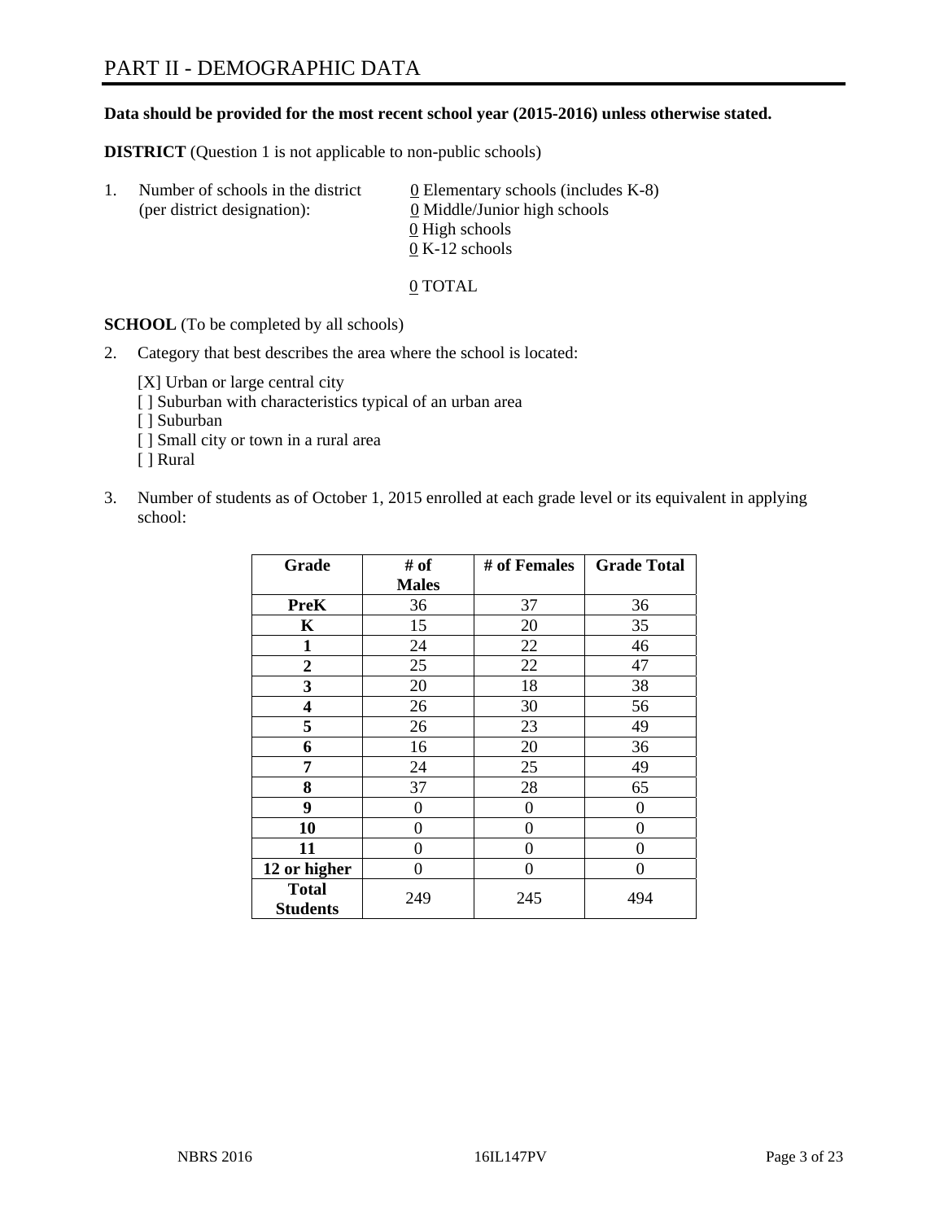# PART II - DEMOGRAPHIC DATA

**Data should be provided for the most recent school year (2015-2016) unless otherwise stated.**

**DISTRICT** (Question 1 is not applicable to non-public schools)

1. Number of schools in the district (per district designation):
   - 0 Elementary schools (includes K-8)
   - 0 Middle/Junior high schools
   - 0 High schools
   - 0 K-12 schools

   0 TOTAL

**SCHOOL** (To be completed by all schools)

2. Category that best describes the area where the school is located:

   [X] Urban or large central city
   [ ] Suburban with characteristics typical of an urban area
   [ ] Suburban
   [ ] Small city or town in a rural area
   [ ] Rural

3. Number of students as of October 1, 2015 enrolled at each grade level or its equivalent in applying school:

| Grade | # of Males | # of Females | Grade Total |
|---|---|---|---|
| **PreK** | 36 | 37 | 36 |
| **K** | 15 | 20 | 35 |
| **1** | 24 | 22 | 46 |
| **2** | 25 | 22 | 47 |
| **3** | 20 | 18 | 38 |
| **4** | 26 | 30 | 56 |
| **5** | 26 | 23 | 49 |
| **6** | 16 | 20 | 36 |
| **7** | 24 | 25 | 49 |
| **8** | 37 | 28 | 65 |
| **9** | 0 | 0 | 0 |
| **10** | 0 | 0 | 0 |
| **11** | 0 | 0 | 0 |
| **12 or higher** | 0 | 0 | 0 |
| **Total Students** | 249 | 245 | 494 |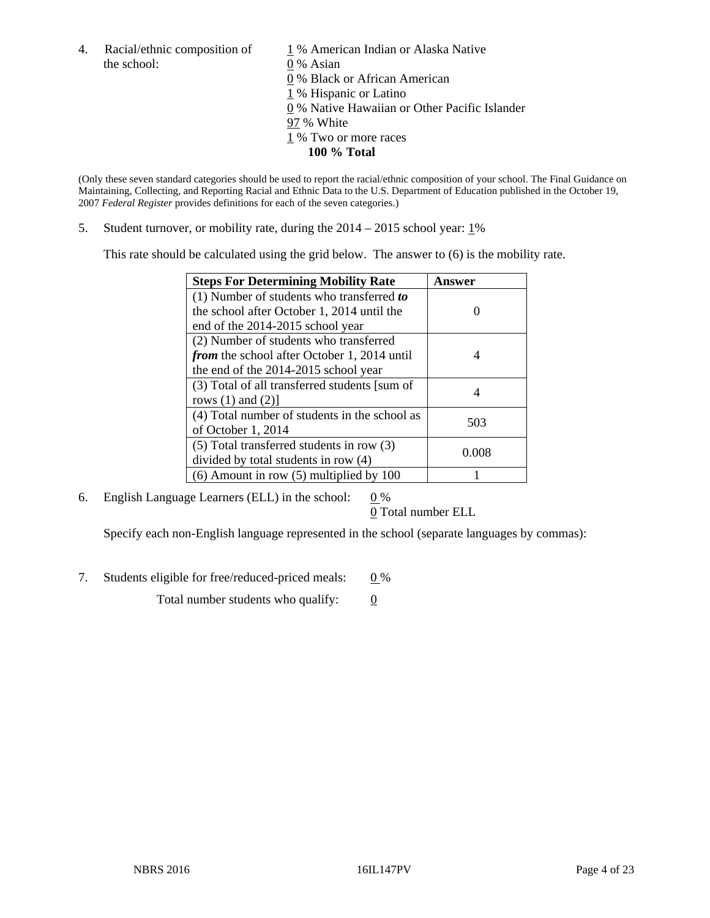4. Racial/ethnic composition of the school:

1 % American Indian or Alaska Native
0 % Asian
0 % Black or African American
1 % Hispanic or Latino
0 % Native Hawaiian or Other Pacific Islander
97 % White
1 % Two or more races
**100 % Total**

(Only these seven standard categories should be used to report the racial/ethnic composition of your school. The Final Guidance on Maintaining, Collecting, and Reporting Racial and Ethnic Data to the U.S. Department of Education published in the October 19, 2007 *Federal Register* provides definitions for each of the seven categories.)

5. Student turnover, or mobility rate, during the 2014 – 2015 school year: 1%

This rate should be calculated using the grid below. The answer to (6) is the mobility rate.

| **Steps For Determining Mobility Rate** | **Answer** |
|---|---|
| (1) Number of students who transferred ***to*** the school after October 1, 2014 until the end of the 2014-2015 school year | 0 |
| (2) Number of students who transferred ***from*** the school after October 1, 2014 until the end of the 2014-2015 school year | 4 |
| (3) Total of all transferred students [sum of rows (1) and (2)] | 4 |
| (4) Total number of students in the school as of October 1, 2014 | 503 |
| (5) Total transferred students in row (3) divided by total students in row (4) | 0.008 |
| (6) Amount in row (5) multiplied by 100 | 1 |

6. English Language Learners (ELL) in the school: 0 %
0 Total number ELL

Specify each non-English language represented in the school (separate languages by commas):

7. Students eligible for free/reduced-priced meals: 0 %

Total number students who qualify: 0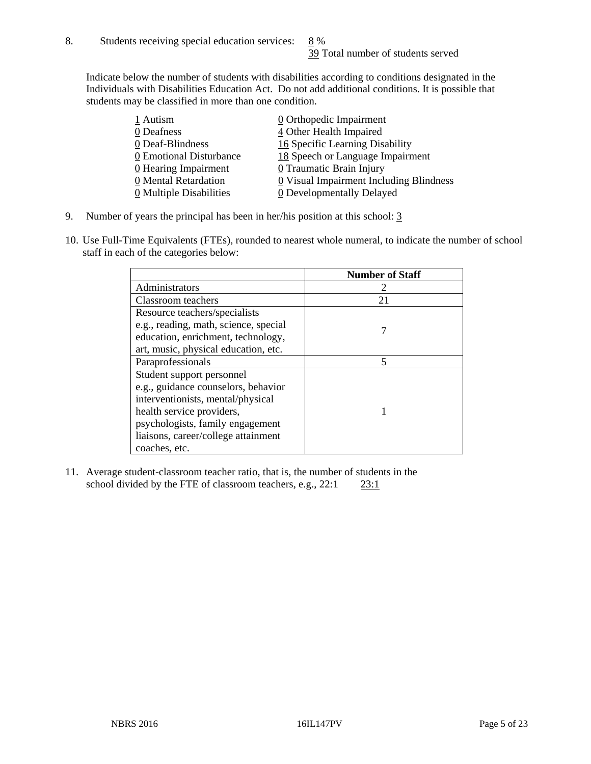8. Students receiving special education services: 8 %
39 Total number of students served

Indicate below the number of students with disabilities according to conditions designated in the Individuals with Disabilities Education Act. Do not add additional conditions. It is possible that students may be classified in more than one condition.

| | |
|---|---|
| 1 Autism | 0 Orthopedic Impairment |
| 0 Deafness | 4 Other Health Impaired |
| 0 Deaf-Blindness | 16 Specific Learning Disability |
| 0 Emotional Disturbance | 18 Speech or Language Impairment |
| 0 Hearing Impairment | 0 Traumatic Brain Injury |
| 0 Mental Retardation | 0 Visual Impairment Including Blindness |
| 0 Multiple Disabilities | 0 Developmentally Delayed |

9. Number of years the principal has been in her/his position at this school: 3

10. Use Full-Time Equivalents (FTEs), rounded to nearest whole numeral, to indicate the number of school staff in each of the categories below:

| | Number of Staff |
|---|---|
| Administrators | 2 |
| Classroom teachers | 21 |
| Resource teachers/specialists e.g., reading, math, science, special education, enrichment, technology, art, music, physical education, etc. | 7 |
| Paraprofessionals | 5 |
| Student support personnel e.g., guidance counselors, behavior interventionists, mental/physical health service providers, psychologists, family engagement liaisons, career/college attainment coaches, etc. | 1 |

11. Average student-classroom teacher ratio, that is, the number of students in the school divided by the FTE of classroom teachers, e.g., 22:1 23:1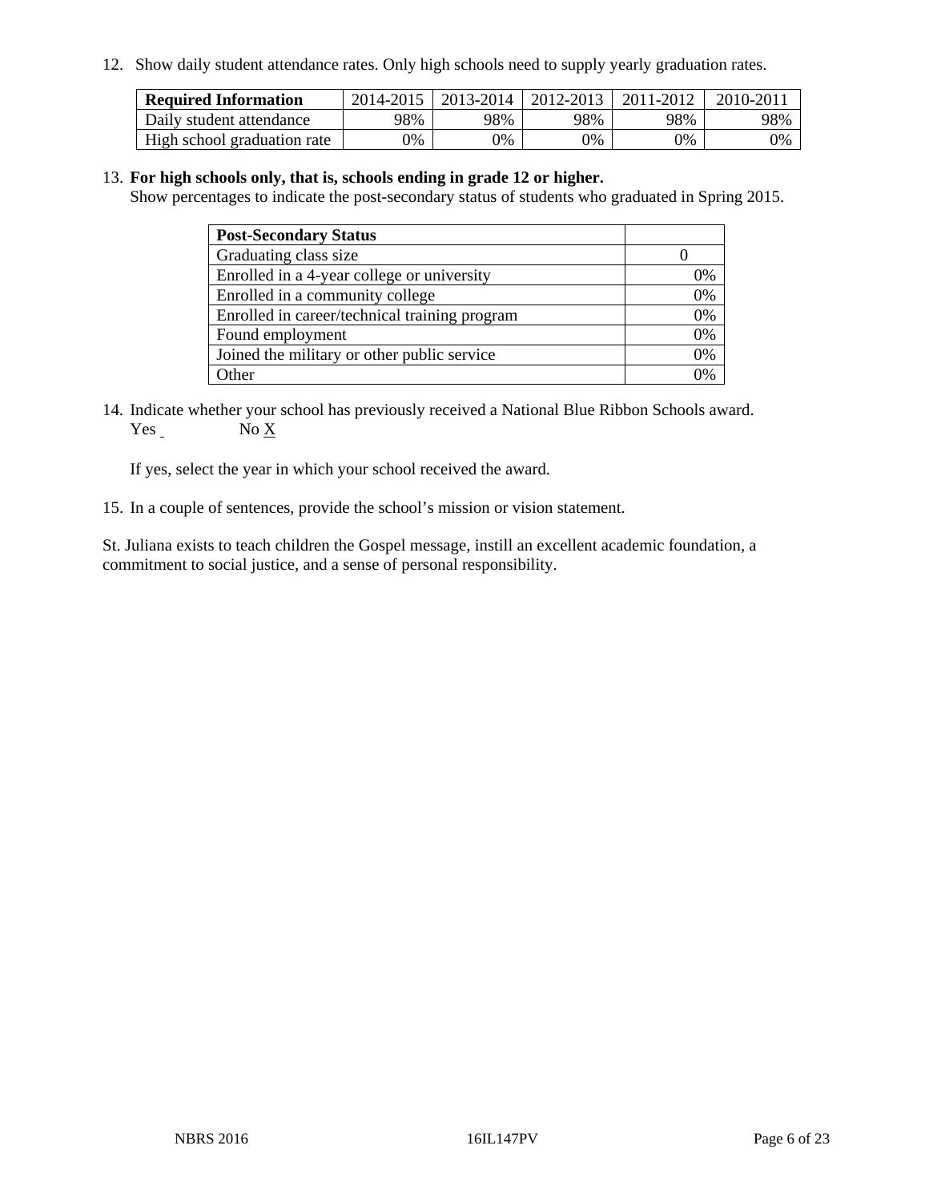12. Show daily student attendance rates. Only high schools need to supply yearly graduation rates.

| Required Information | 2014-2015 | 2013-2014 | 2012-2013 | 2011-2012 | 2010-2011 |
|---|---|---|---|---|---|
| Daily student attendance | 98% | 98% | 98% | 98% | 98% |
| High school graduation rate | 0% | 0% | 0% | 0% | 0% |

13. **For high schools only, that is, schools ending in grade 12 or higher.**
Show percentages to indicate the post-secondary status of students who graduated in Spring 2015.

| Post-Secondary Status | |
|---|---|
| Graduating class size | 0 |
| Enrolled in a 4-year college or university | 0% |
| Enrolled in a community college | 0% |
| Enrolled in career/technical training program | 0% |
| Found employment | 0% |
| Joined the military or other public service | 0% |
| Other | 0% |

14. Indicate whether your school has previously received a National Blue Ribbon Schools award.
Yes       No X

If yes, select the year in which your school received the award.

15. In a couple of sentences, provide the school's mission or vision statement.

St. Juliana exists to teach children the Gospel message, instill an excellent academic foundation, a commitment to social justice, and a sense of personal responsibility.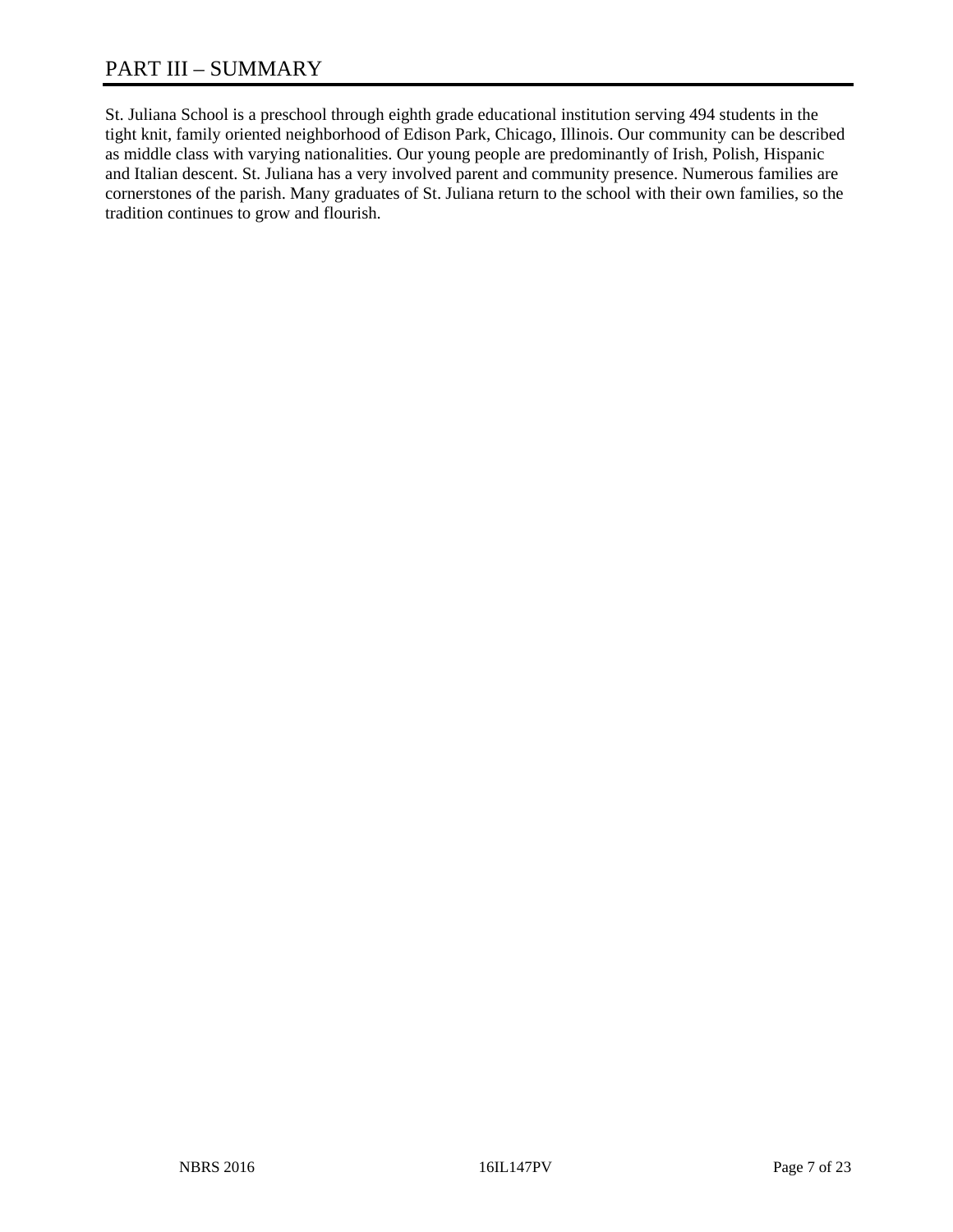# PART III – SUMMARY

St. Juliana School is a preschool through eighth grade educational institution serving 494 students in the tight knit, family oriented neighborhood of Edison Park, Chicago, Illinois. Our community can be described as middle class with varying nationalities. Our young people are predominantly of Irish, Polish, Hispanic and Italian descent. St. Juliana has a very involved parent and community presence. Numerous families are cornerstones of the parish. Many graduates of St. Juliana return to the school with their own families, so the tradition continues to grow and flourish.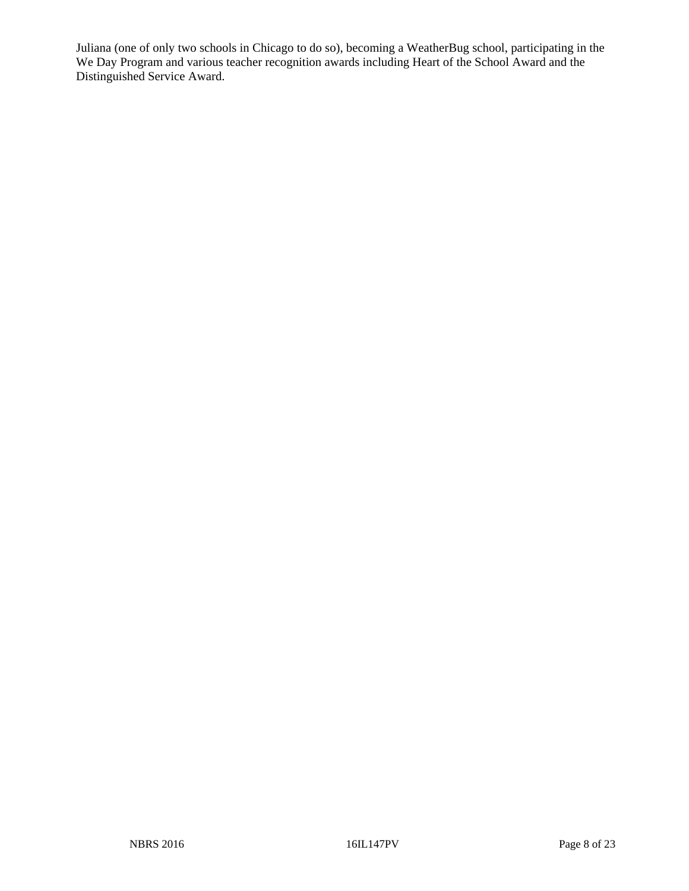Juliana (one of only two schools in Chicago to do so), becoming a WeatherBug school, participating in the We Day Program and various teacher recognition awards including Heart of the School Award and the Distinguished Service Award.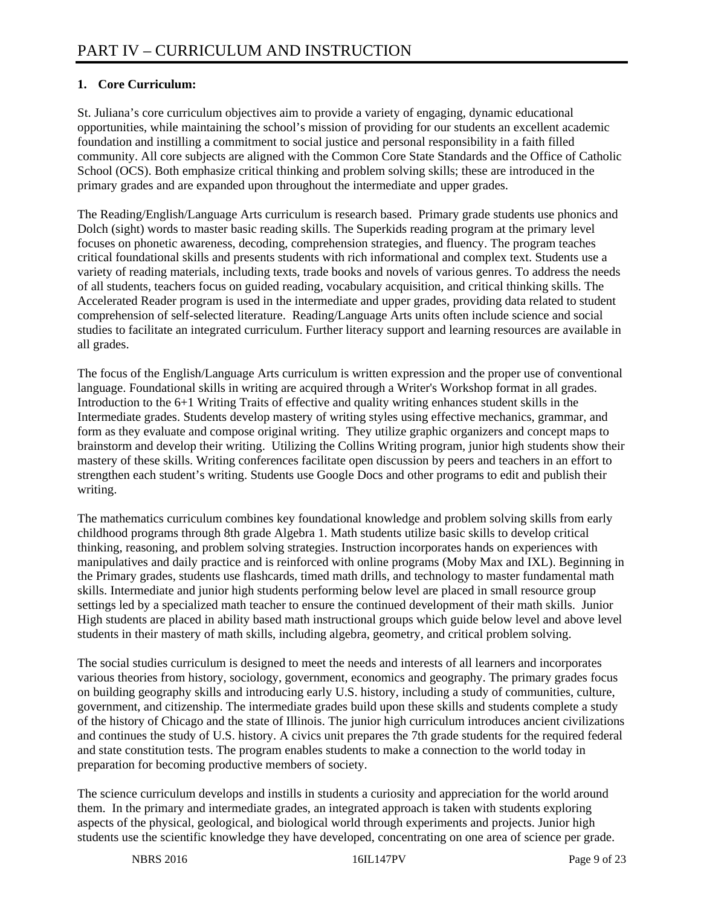# PART IV – CURRICULUM AND INSTRUCTION

**1. Core Curriculum:**

St. Juliana's core curriculum objectives aim to provide a variety of engaging, dynamic educational opportunities, while maintaining the school's mission of providing for our students an excellent academic foundation and instilling a commitment to social justice and personal responsibility in a faith filled community. All core subjects are aligned with the Common Core State Standards and the Office of Catholic School (OCS). Both emphasize critical thinking and problem solving skills; these are introduced in the primary grades and are expanded upon throughout the intermediate and upper grades.

The Reading/English/Language Arts curriculum is research based. Primary grade students use phonics and Dolch (sight) words to master basic reading skills. The Superkids reading program at the primary level focuses on phonetic awareness, decoding, comprehension strategies, and fluency. The program teaches critical foundational skills and presents students with rich informational and complex text. Students use a variety of reading materials, including texts, trade books and novels of various genres. To address the needs of all students, teachers focus on guided reading, vocabulary acquisition, and critical thinking skills. The Accelerated Reader program is used in the intermediate and upper grades, providing data related to student comprehension of self-selected literature. Reading/Language Arts units often include science and social studies to facilitate an integrated curriculum. Further literacy support and learning resources are available in all grades.

The focus of the English/Language Arts curriculum is written expression and the proper use of conventional language. Foundational skills in writing are acquired through a Writer's Workshop format in all grades. Introduction to the 6+1 Writing Traits of effective and quality writing enhances student skills in the Intermediate grades. Students develop mastery of writing styles using effective mechanics, grammar, and form as they evaluate and compose original writing. They utilize graphic organizers and concept maps to brainstorm and develop their writing. Utilizing the Collins Writing program, junior high students show their mastery of these skills. Writing conferences facilitate open discussion by peers and teachers in an effort to strengthen each student's writing. Students use Google Docs and other programs to edit and publish their writing.

The mathematics curriculum combines key foundational knowledge and problem solving skills from early childhood programs through 8th grade Algebra 1. Math students utilize basic skills to develop critical thinking, reasoning, and problem solving strategies. Instruction incorporates hands on experiences with manipulatives and daily practice and is reinforced with online programs (Moby Max and IXL). Beginning in the Primary grades, students use flashcards, timed math drills, and technology to master fundamental math skills. Intermediate and junior high students performing below level are placed in small resource group settings led by a specialized math teacher to ensure the continued development of their math skills. Junior High students are placed in ability based math instructional groups which guide below level and above level students in their mastery of math skills, including algebra, geometry, and critical problem solving.

The social studies curriculum is designed to meet the needs and interests of all learners and incorporates various theories from history, sociology, government, economics and geography. The primary grades focus on building geography skills and introducing early U.S. history, including a study of communities, culture, government, and citizenship. The intermediate grades build upon these skills and students complete a study of the history of Chicago and the state of Illinois. The junior high curriculum introduces ancient civilizations and continues the study of U.S. history. A civics unit prepares the 7th grade students for the required federal and state constitution tests. The program enables students to make a connection to the world today in preparation for becoming productive members of society.

The science curriculum develops and instills in students a curiosity and appreciation for the world around them. In the primary and intermediate grades, an integrated approach is taken with students exploring aspects of the physical, geological, and biological world through experiments and projects. Junior high students use the scientific knowledge they have developed, concentrating on one area of science per grade.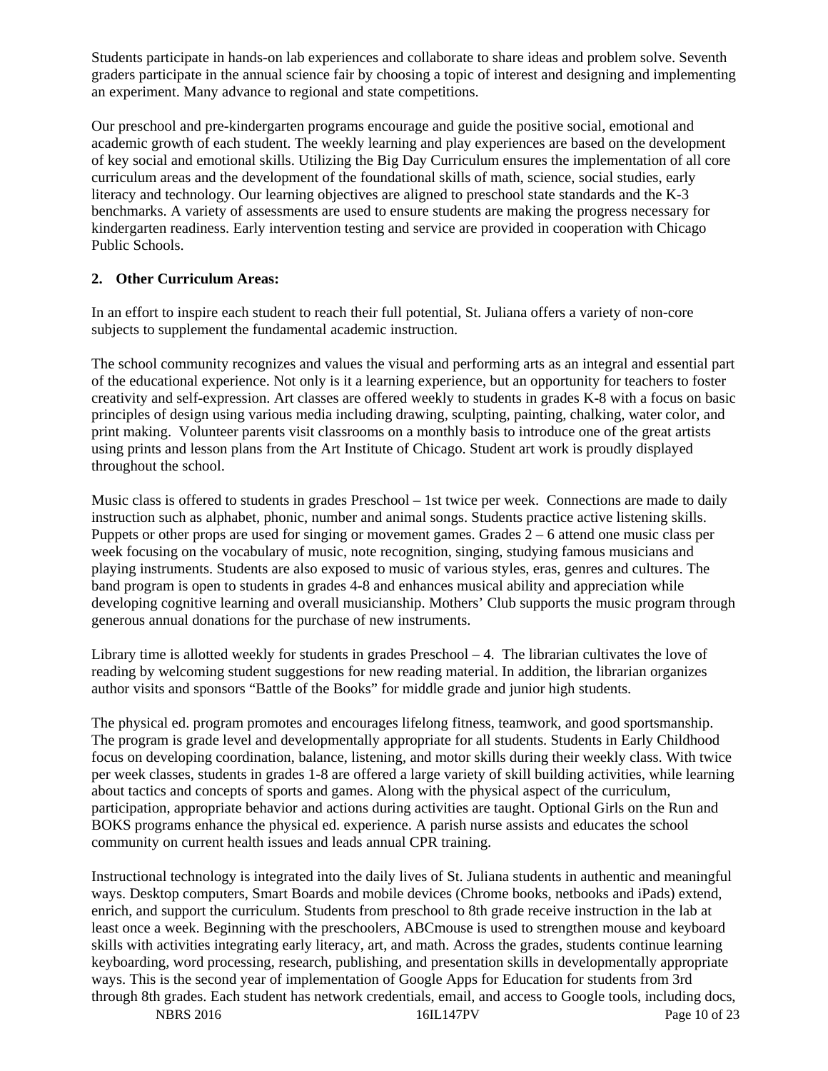Students participate in hands-on lab experiences and collaborate to share ideas and problem solve. Seventh graders participate in the annual science fair by choosing a topic of interest and designing and implementing an experiment. Many advance to regional and state competitions.

Our preschool and pre-kindergarten programs encourage and guide the positive social, emotional and academic growth of each student. The weekly learning and play experiences are based on the development of key social and emotional skills. Utilizing the Big Day Curriculum ensures the implementation of all core curriculum areas and the development of the foundational skills of math, science, social studies, early literacy and technology. Our learning objectives are aligned to preschool state standards and the K-3 benchmarks. A variety of assessments are used to ensure students are making the progress necessary for kindergarten readiness. Early intervention testing and service are provided in cooperation with Chicago Public Schools.

**2. Other Curriculum Areas:**

In an effort to inspire each student to reach their full potential, St. Juliana offers a variety of non-core subjects to supplement the fundamental academic instruction.

The school community recognizes and values the visual and performing arts as an integral and essential part of the educational experience. Not only is it a learning experience, but an opportunity for teachers to foster creativity and self-expression. Art classes are offered weekly to students in grades K-8 with a focus on basic principles of design using various media including drawing, sculpting, painting, chalking, water color, and print making. Volunteer parents visit classrooms on a monthly basis to introduce one of the great artists using prints and lesson plans from the Art Institute of Chicago. Student art work is proudly displayed throughout the school.

Music class is offered to students in grades Preschool – 1st twice per week. Connections are made to daily instruction such as alphabet, phonic, number and animal songs. Students practice active listening skills. Puppets or other props are used for singing or movement games. Grades 2 – 6 attend one music class per week focusing on the vocabulary of music, note recognition, singing, studying famous musicians and playing instruments. Students are also exposed to music of various styles, eras, genres and cultures. The band program is open to students in grades 4-8 and enhances musical ability and appreciation while developing cognitive learning and overall musicianship. Mothers' Club supports the music program through generous annual donations for the purchase of new instruments.

Library time is allotted weekly for students in grades Preschool – 4. The librarian cultivates the love of reading by welcoming student suggestions for new reading material. In addition, the librarian organizes author visits and sponsors "Battle of the Books" for middle grade and junior high students.

The physical ed. program promotes and encourages lifelong fitness, teamwork, and good sportsmanship. The program is grade level and developmentally appropriate for all students. Students in Early Childhood focus on developing coordination, balance, listening, and motor skills during their weekly class. With twice per week classes, students in grades 1-8 are offered a large variety of skill building activities, while learning about tactics and concepts of sports and games. Along with the physical aspect of the curriculum, participation, appropriate behavior and actions during activities are taught. Optional Girls on the Run and BOKS programs enhance the physical ed. experience. A parish nurse assists and educates the school community on current health issues and leads annual CPR training.

Instructional technology is integrated into the daily lives of St. Juliana students in authentic and meaningful ways. Desktop computers, Smart Boards and mobile devices (Chrome books, netbooks and iPads) extend, enrich, and support the curriculum. Students from preschool to 8th grade receive instruction in the lab at least once a week. Beginning with the preschoolers, ABCmouse is used to strengthen mouse and keyboard skills with activities integrating early literacy, art, and math. Across the grades, students continue learning keyboarding, word processing, research, publishing, and presentation skills in developmentally appropriate ways. This is the second year of implementation of Google Apps for Education for students from 3rd through 8th grades. Each student has network credentials, email, and access to Google tools, including docs,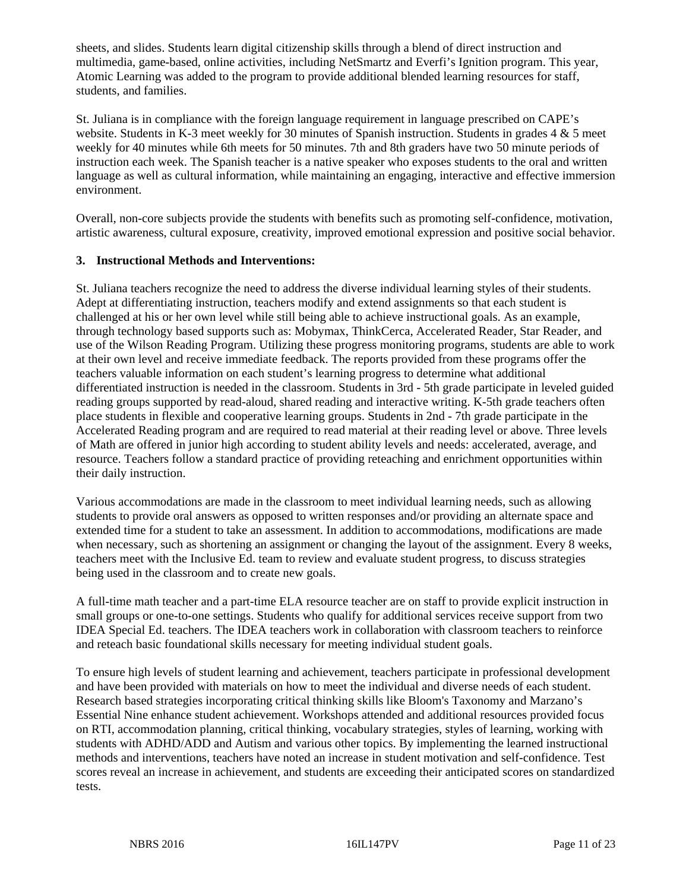sheets, and slides. Students learn digital citizenship skills through a blend of direct instruction and multimedia, game-based, online activities, including NetSmartz and Everfi's Ignition program. This year, Atomic Learning was added to the program to provide additional blended learning resources for staff, students, and families.

St. Juliana is in compliance with the foreign language requirement in language prescribed on CAPE's website. Students in K-3 meet weekly for 30 minutes of Spanish instruction. Students in grades 4 & 5 meet weekly for 40 minutes while 6th meets for 50 minutes. 7th and 8th graders have two 50 minute periods of instruction each week. The Spanish teacher is a native speaker who exposes students to the oral and written language as well as cultural information, while maintaining an engaging, interactive and effective immersion environment.

Overall, non-core subjects provide the students with benefits such as promoting self-confidence, motivation, artistic awareness, cultural exposure, creativity, improved emotional expression and positive social behavior.

### 3. Instructional Methods and Interventions:

St. Juliana teachers recognize the need to address the diverse individual learning styles of their students. Adept at differentiating instruction, teachers modify and extend assignments so that each student is challenged at his or her own level while still being able to achieve instructional goals. As an example, through technology based supports such as: Mobymax, ThinkCerca, Accelerated Reader, Star Reader, and use of the Wilson Reading Program. Utilizing these progress monitoring programs, students are able to work at their own level and receive immediate feedback. The reports provided from these programs offer the teachers valuable information on each student's learning progress to determine what additional differentiated instruction is needed in the classroom. Students in 3rd - 5th grade participate in leveled guided reading groups supported by read-aloud, shared reading and interactive writing. K-5th grade teachers often place students in flexible and cooperative learning groups. Students in 2nd - 7th grade participate in the Accelerated Reading program and are required to read material at their reading level or above. Three levels of Math are offered in junior high according to student ability levels and needs: accelerated, average, and resource. Teachers follow a standard practice of providing reteaching and enrichment opportunities within their daily instruction.

Various accommodations are made in the classroom to meet individual learning needs, such as allowing students to provide oral answers as opposed to written responses and/or providing an alternate space and extended time for a student to take an assessment. In addition to accommodations, modifications are made when necessary, such as shortening an assignment or changing the layout of the assignment. Every 8 weeks, teachers meet with the Inclusive Ed. team to review and evaluate student progress, to discuss strategies being used in the classroom and to create new goals.

A full-time math teacher and a part-time ELA resource teacher are on staff to provide explicit instruction in small groups or one-to-one settings. Students who qualify for additional services receive support from two IDEA Special Ed. teachers. The IDEA teachers work in collaboration with classroom teachers to reinforce and reteach basic foundational skills necessary for meeting individual student goals.

To ensure high levels of student learning and achievement, teachers participate in professional development and have been provided with materials on how to meet the individual and diverse needs of each student. Research based strategies incorporating critical thinking skills like Bloom's Taxonomy and Marzano's Essential Nine enhance student achievement. Workshops attended and additional resources provided focus on RTI, accommodation planning, critical thinking, vocabulary strategies, styles of learning, working with students with ADHD/ADD and Autism and various other topics. By implementing the learned instructional methods and interventions, teachers have noted an increase in student motivation and self-confidence. Test scores reveal an increase in achievement, and students are exceeding their anticipated scores on standardized tests.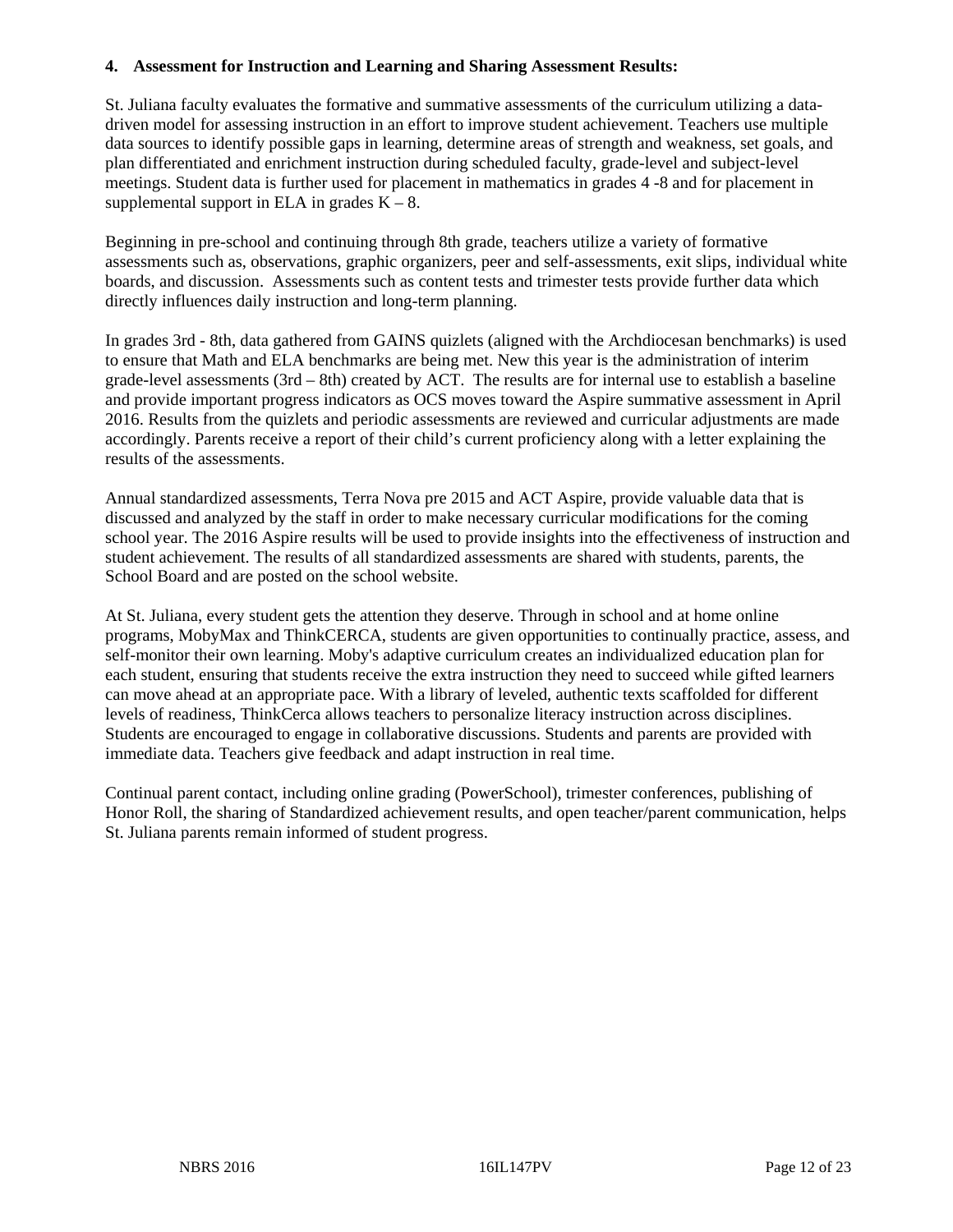**4. Assessment for Instruction and Learning and Sharing Assessment Results:**

St. Juliana faculty evaluates the formative and summative assessments of the curriculum utilizing a data-driven model for assessing instruction in an effort to improve student achievement. Teachers use multiple data sources to identify possible gaps in learning, determine areas of strength and weakness, set goals, and plan differentiated and enrichment instruction during scheduled faculty, grade-level and subject-level meetings. Student data is further used for placement in mathematics in grades 4 -8 and for placement in supplemental support in ELA in grades K – 8.

Beginning in pre-school and continuing through 8th grade, teachers utilize a variety of formative assessments such as, observations, graphic organizers, peer and self-assessments, exit slips, individual white boards, and discussion. Assessments such as content tests and trimester tests provide further data which directly influences daily instruction and long-term planning.

In grades 3rd - 8th, data gathered from GAINS quizlets (aligned with the Archdiocesan benchmarks) is used to ensure that Math and ELA benchmarks are being met. New this year is the administration of interim grade-level assessments (3rd – 8th) created by ACT. The results are for internal use to establish a baseline and provide important progress indicators as OCS moves toward the Aspire summative assessment in April 2016. Results from the quizlets and periodic assessments are reviewed and curricular adjustments are made accordingly. Parents receive a report of their child's current proficiency along with a letter explaining the results of the assessments.

Annual standardized assessments, Terra Nova pre 2015 and ACT Aspire, provide valuable data that is discussed and analyzed by the staff in order to make necessary curricular modifications for the coming school year. The 2016 Aspire results will be used to provide insights into the effectiveness of instruction and student achievement. The results of all standardized assessments are shared with students, parents, the School Board and are posted on the school website.

At St. Juliana, every student gets the attention they deserve. Through in school and at home online programs, MobyMax and ThinkCERCA, students are given opportunities to continually practice, assess, and self-monitor their own learning. Moby's adaptive curriculum creates an individualized education plan for each student, ensuring that students receive the extra instruction they need to succeed while gifted learners can move ahead at an appropriate pace. With a library of leveled, authentic texts scaffolded for different levels of readiness, ThinkCerca allows teachers to personalize literacy instruction across disciplines. Students are encouraged to engage in collaborative discussions. Students and parents are provided with immediate data. Teachers give feedback and adapt instruction in real time.

Continual parent contact, including online grading (PowerSchool), trimester conferences, publishing of Honor Roll, the sharing of Standardized achievement results, and open teacher/parent communication, helps St. Juliana parents remain informed of student progress.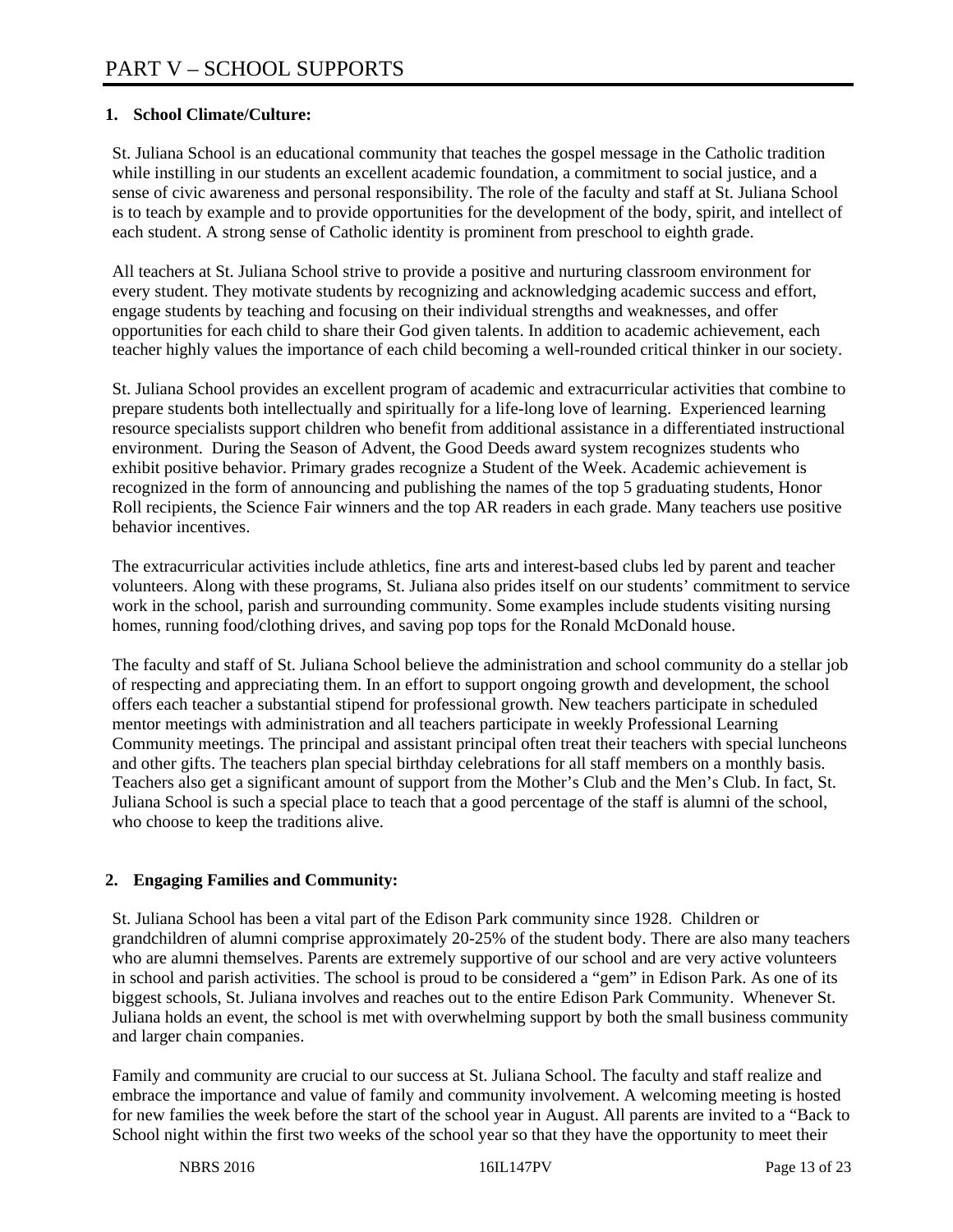# PART V – SCHOOL SUPPORTS

**1. School Climate/Culture:**

St. Juliana School is an educational community that teaches the gospel message in the Catholic tradition while instilling in our students an excellent academic foundation, a commitment to social justice, and a sense of civic awareness and personal responsibility. The role of the faculty and staff at St. Juliana School is to teach by example and to provide opportunities for the development of the body, spirit, and intellect of each student. A strong sense of Catholic identity is prominent from preschool to eighth grade.

All teachers at St. Juliana School strive to provide a positive and nurturing classroom environment for every student. They motivate students by recognizing and acknowledging academic success and effort, engage students by teaching and focusing on their individual strengths and weaknesses, and offer opportunities for each child to share their God given talents. In addition to academic achievement, each teacher highly values the importance of each child becoming a well-rounded critical thinker in our society.

St. Juliana School provides an excellent program of academic and extracurricular activities that combine to prepare students both intellectually and spiritually for a life-long love of learning. Experienced learning resource specialists support children who benefit from additional assistance in a differentiated instructional environment. During the Season of Advent, the Good Deeds award system recognizes students who exhibit positive behavior. Primary grades recognize a Student of the Week. Academic achievement is recognized in the form of announcing and publishing the names of the top 5 graduating students, Honor Roll recipients, the Science Fair winners and the top AR readers in each grade. Many teachers use positive behavior incentives.

The extracurricular activities include athletics, fine arts and interest-based clubs led by parent and teacher volunteers. Along with these programs, St. Juliana also prides itself on our students' commitment to service work in the school, parish and surrounding community. Some examples include students visiting nursing homes, running food/clothing drives, and saving pop tops for the Ronald McDonald house.

The faculty and staff of St. Juliana School believe the administration and school community do a stellar job of respecting and appreciating them. In an effort to support ongoing growth and development, the school offers each teacher a substantial stipend for professional growth. New teachers participate in scheduled mentor meetings with administration and all teachers participate in weekly Professional Learning Community meetings. The principal and assistant principal often treat their teachers with special luncheons and other gifts. The teachers plan special birthday celebrations for all staff members on a monthly basis. Teachers also get a significant amount of support from the Mother's Club and the Men's Club. In fact, St. Juliana School is such a special place to teach that a good percentage of the staff is alumni of the school, who choose to keep the traditions alive.

**2. Engaging Families and Community:**

St. Juliana School has been a vital part of the Edison Park community since 1928. Children or grandchildren of alumni comprise approximately 20-25% of the student body. There are also many teachers who are alumni themselves. Parents are extremely supportive of our school and are very active volunteers in school and parish activities. The school is proud to be considered a "gem" in Edison Park. As one of its biggest schools, St. Juliana involves and reaches out to the entire Edison Park Community. Whenever St. Juliana holds an event, the school is met with overwhelming support by both the small business community and larger chain companies.

Family and community are crucial to our success at St. Juliana School. The faculty and staff realize and embrace the importance and value of family and community involvement. A welcoming meeting is hosted for new families the week before the start of the school year in August. All parents are invited to a "Back to School night within the first two weeks of the school year so that they have the opportunity to meet their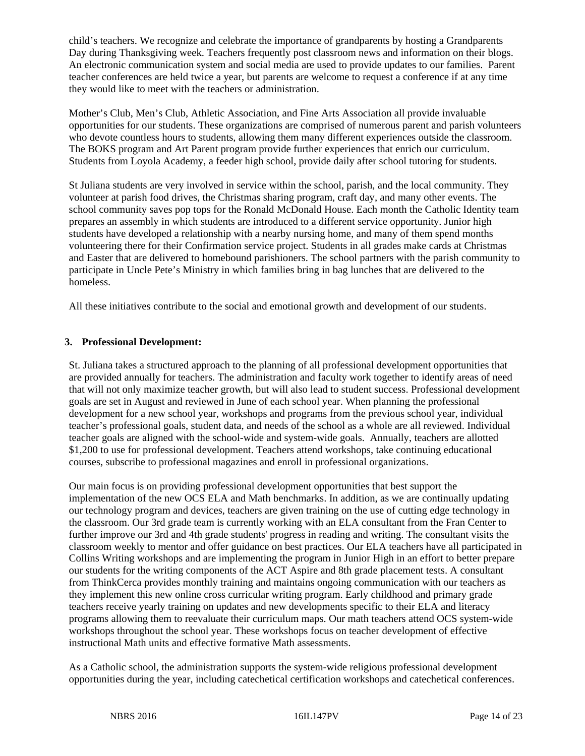child's teachers. We recognize and celebrate the importance of grandparents by hosting a Grandparents Day during Thanksgiving week. Teachers frequently post classroom news and information on their blogs. An electronic communication system and social media are used to provide updates to our families. Parent teacher conferences are held twice a year, but parents are welcome to request a conference if at any time they would like to meet with the teachers or administration.

Mother's Club, Men's Club, Athletic Association, and Fine Arts Association all provide invaluable opportunities for our students. These organizations are comprised of numerous parent and parish volunteers who devote countless hours to students, allowing them many different experiences outside the classroom. The BOKS program and Art Parent program provide further experiences that enrich our curriculum. Students from Loyola Academy, a feeder high school, provide daily after school tutoring for students.

St Juliana students are very involved in service within the school, parish, and the local community. They volunteer at parish food drives, the Christmas sharing program, craft day, and many other events. The school community saves pop tops for the Ronald McDonald House. Each month the Catholic Identity team prepares an assembly in which students are introduced to a different service opportunity. Junior high students have developed a relationship with a nearby nursing home, and many of them spend months volunteering there for their Confirmation service project. Students in all grades make cards at Christmas and Easter that are delivered to homebound parishioners. The school partners with the parish community to participate in Uncle Pete's Ministry in which families bring in bag lunches that are delivered to the homeless.

All these initiatives contribute to the social and emotional growth and development of our students.

**3. Professional Development:**

St. Juliana takes a structured approach to the planning of all professional development opportunities that are provided annually for teachers. The administration and faculty work together to identify areas of need that will not only maximize teacher growth, but will also lead to student success. Professional development goals are set in August and reviewed in June of each school year. When planning the professional development for a new school year, workshops and programs from the previous school year, individual teacher's professional goals, student data, and needs of the school as a whole are all reviewed. Individual teacher goals are aligned with the school-wide and system-wide goals. Annually, teachers are allotted $1,200 to use for professional development. Teachers attend workshops, take continuing educational courses, subscribe to professional magazines and enroll in professional organizations.

Our main focus is on providing professional development opportunities that best support the implementation of the new OCS ELA and Math benchmarks. In addition, as we are continually updating our technology program and devices, teachers are given training on the use of cutting edge technology in the classroom. Our 3rd grade team is currently working with an ELA consultant from the Fran Center to further improve our 3rd and 4th grade students' progress in reading and writing. The consultant visits the classroom weekly to mentor and offer guidance on best practices. Our ELA teachers have all participated in Collins Writing workshops and are implementing the program in Junior High in an effort to better prepare our students for the writing components of the ACT Aspire and 8th grade placement tests. A consultant from ThinkCerca provides monthly training and maintains ongoing communication with our teachers as they implement this new online cross curricular writing program. Early childhood and primary grade teachers receive yearly training on updates and new developments specific to their ELA and literacy programs allowing them to reevaluate their curriculum maps. Our math teachers attend OCS system-wide workshops throughout the school year. These workshops focus on teacher development of effective instructional Math units and effective formative Math assessments.

As a Catholic school, the administration supports the system-wide religious professional development opportunities during the year, including catechetical certification workshops and catechetical conferences.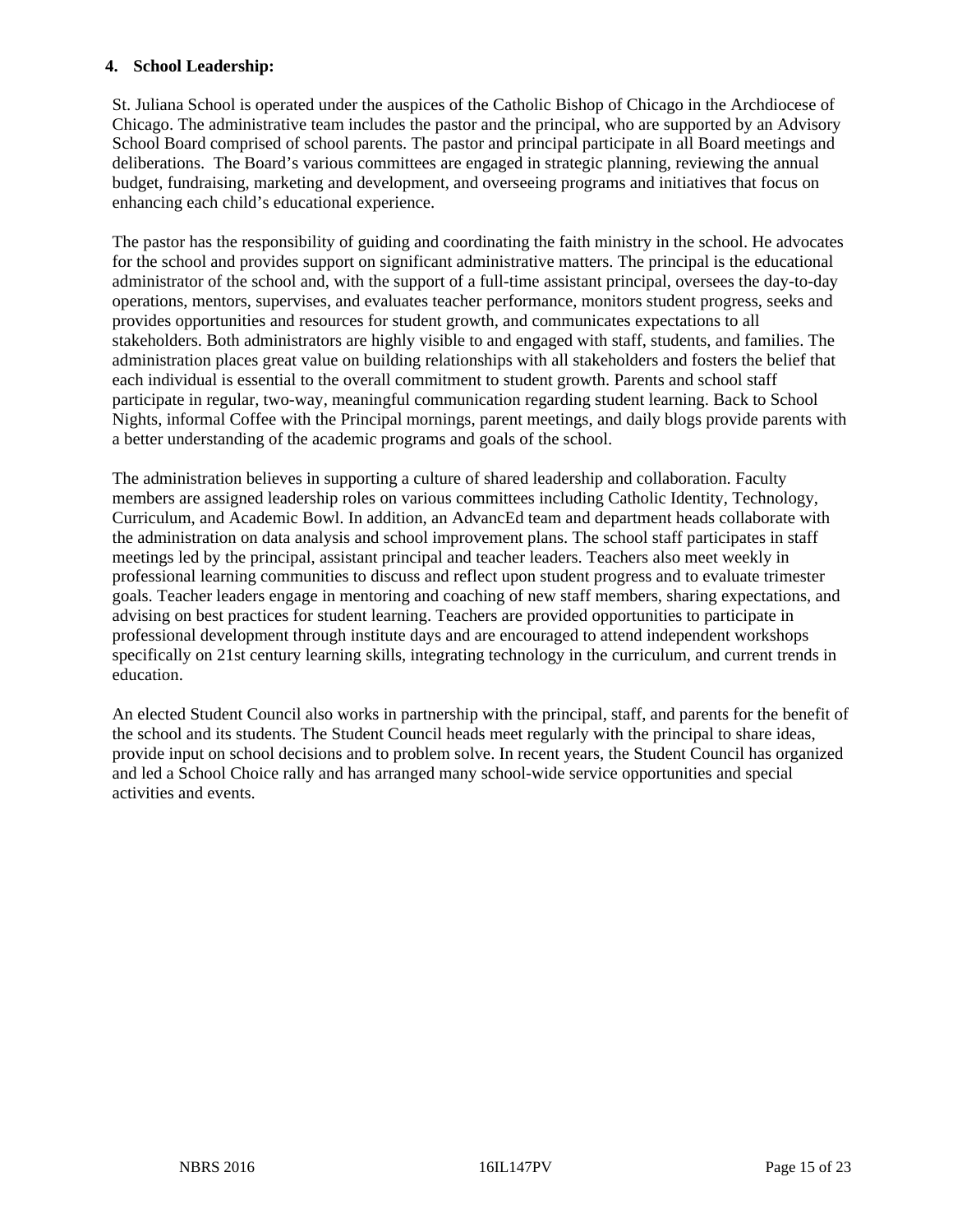**4. School Leadership:**

St. Juliana School is operated under the auspices of the Catholic Bishop of Chicago in the Archdiocese of Chicago. The administrative team includes the pastor and the principal, who are supported by an Advisory School Board comprised of school parents. The pastor and principal participate in all Board meetings and deliberations. The Board's various committees are engaged in strategic planning, reviewing the annual budget, fundraising, marketing and development, and overseeing programs and initiatives that focus on enhancing each child's educational experience.

The pastor has the responsibility of guiding and coordinating the faith ministry in the school. He advocates for the school and provides support on significant administrative matters. The principal is the educational administrator of the school and, with the support of a full-time assistant principal, oversees the day-to-day operations, mentors, supervises, and evaluates teacher performance, monitors student progress, seeks and provides opportunities and resources for student growth, and communicates expectations to all stakeholders. Both administrators are highly visible to and engaged with staff, students, and families. The administration places great value on building relationships with all stakeholders and fosters the belief that each individual is essential to the overall commitment to student growth. Parents and school staff participate in regular, two-way, meaningful communication regarding student learning. Back to School Nights, informal Coffee with the Principal mornings, parent meetings, and daily blogs provide parents with a better understanding of the academic programs and goals of the school.

The administration believes in supporting a culture of shared leadership and collaboration. Faculty members are assigned leadership roles on various committees including Catholic Identity, Technology, Curriculum, and Academic Bowl. In addition, an AdvancEd team and department heads collaborate with the administration on data analysis and school improvement plans. The school staff participates in staff meetings led by the principal, assistant principal and teacher leaders. Teachers also meet weekly in professional learning communities to discuss and reflect upon student progress and to evaluate trimester goals. Teacher leaders engage in mentoring and coaching of new staff members, sharing expectations, and advising on best practices for student learning. Teachers are provided opportunities to participate in professional development through institute days and are encouraged to attend independent workshops specifically on 21st century learning skills, integrating technology in the curriculum, and current trends in education.

An elected Student Council also works in partnership with the principal, staff, and parents for the benefit of the school and its students. The Student Council heads meet regularly with the principal to share ideas, provide input on school decisions and to problem solve. In recent years, the Student Council has organized and led a School Choice rally and has arranged many school-wide service opportunities and special activities and events.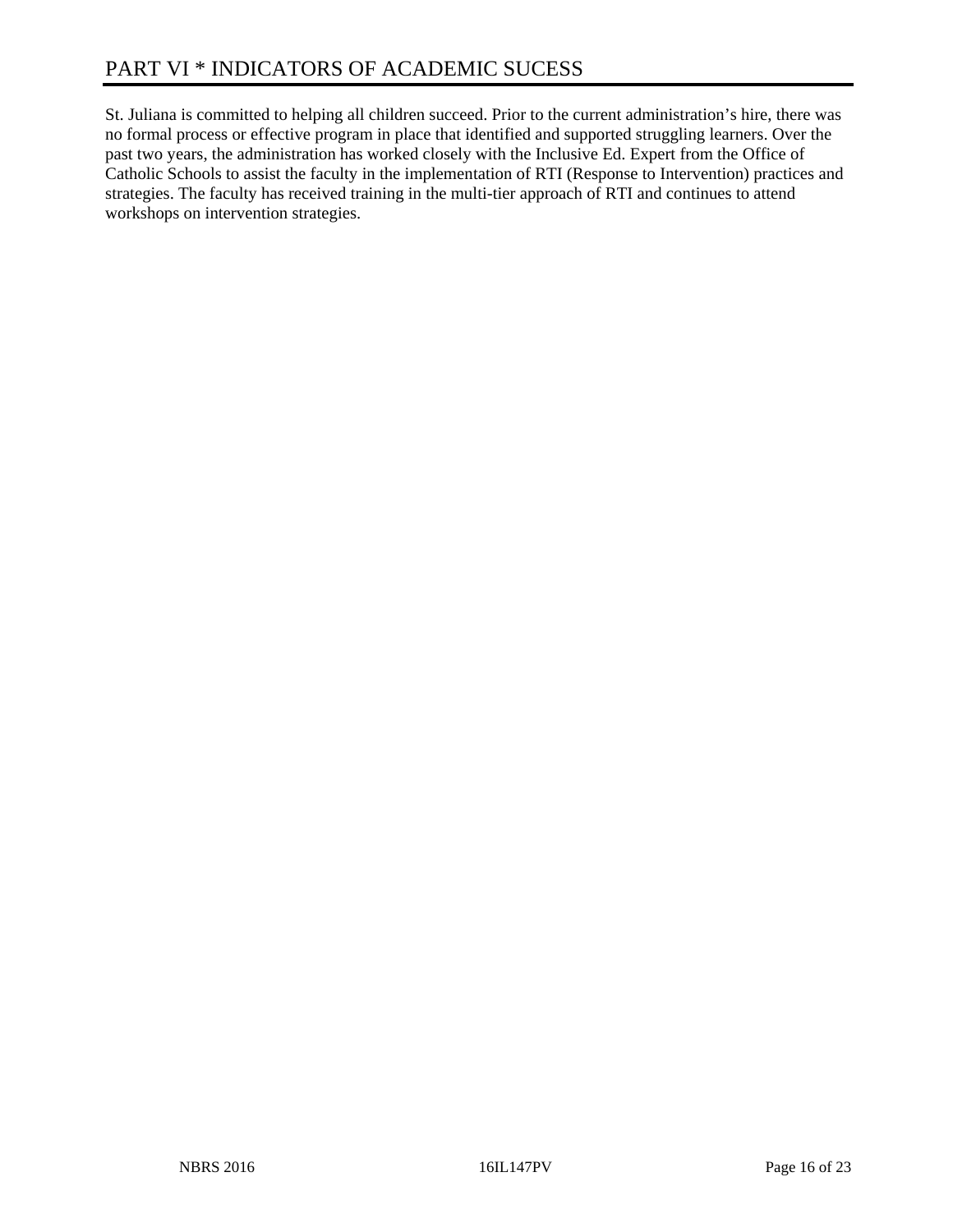# PART VI * INDICATORS OF ACADEMIC SUCESS

St. Juliana is committed to helping all children succeed. Prior to the current administration's hire, there was no formal process or effective program in place that identified and supported struggling learners. Over the past two years, the administration has worked closely with the Inclusive Ed. Expert from the Office of Catholic Schools to assist the faculty in the implementation of RTI (Response to Intervention) practices and strategies. The faculty has received training in the multi-tier approach of RTI and continues to attend workshops on intervention strategies.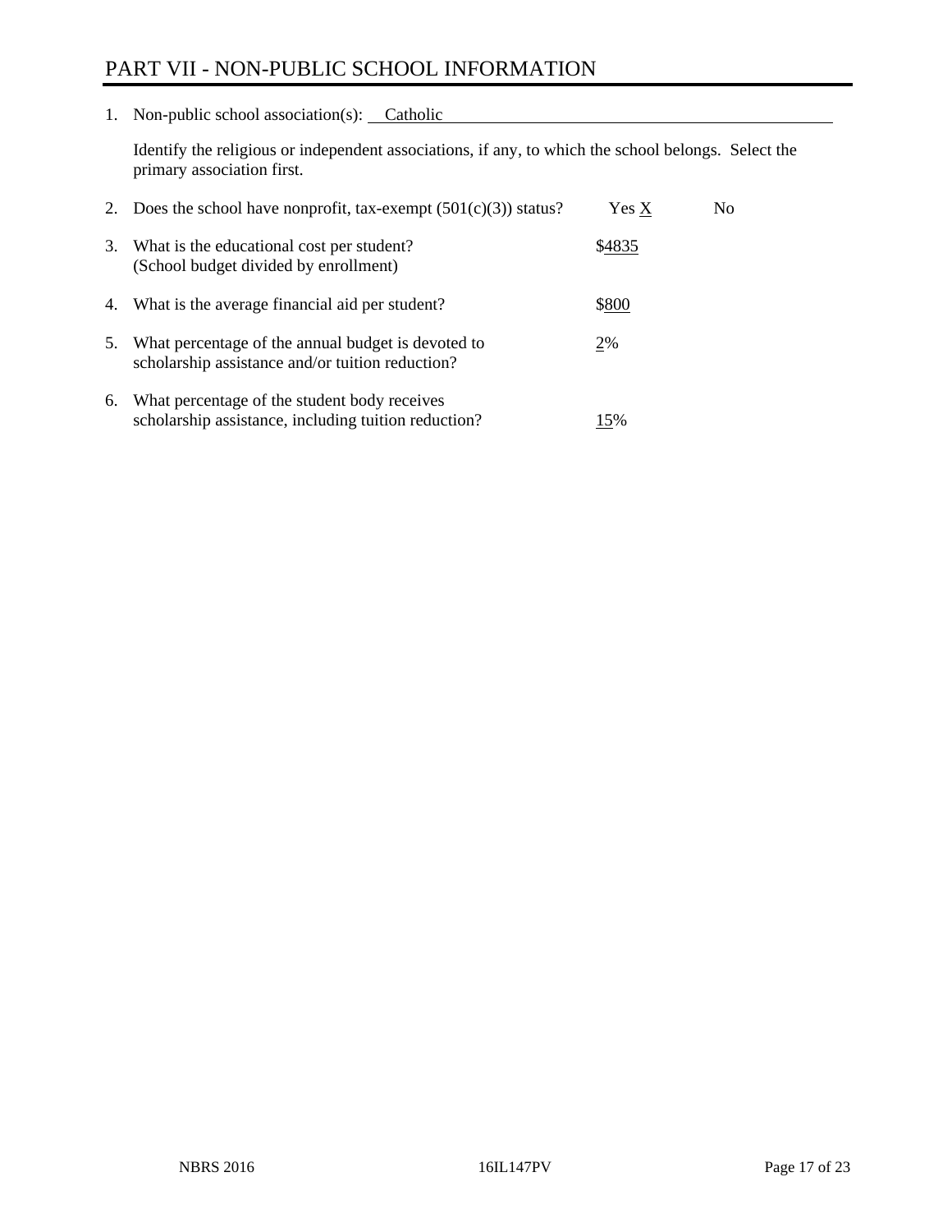# PART VII - NON-PUBLIC SCHOOL INFORMATION

1. Non-public school association(s): Catholic

   Identify the religious or independent associations, if any, to which the school belongs. Select the primary association first.

2. Does the school have nonprofit, tax-exempt (501(c)(3)) status? Yes X No

3. What is the educational cost per student? (School budget divided by enrollment) $4835

4. What is the average financial aid per student? $800

5. What percentage of the annual budget is devoted to scholarship assistance and/or tuition reduction? 2%

6. What percentage of the student body receives scholarship assistance, including tuition reduction? 15%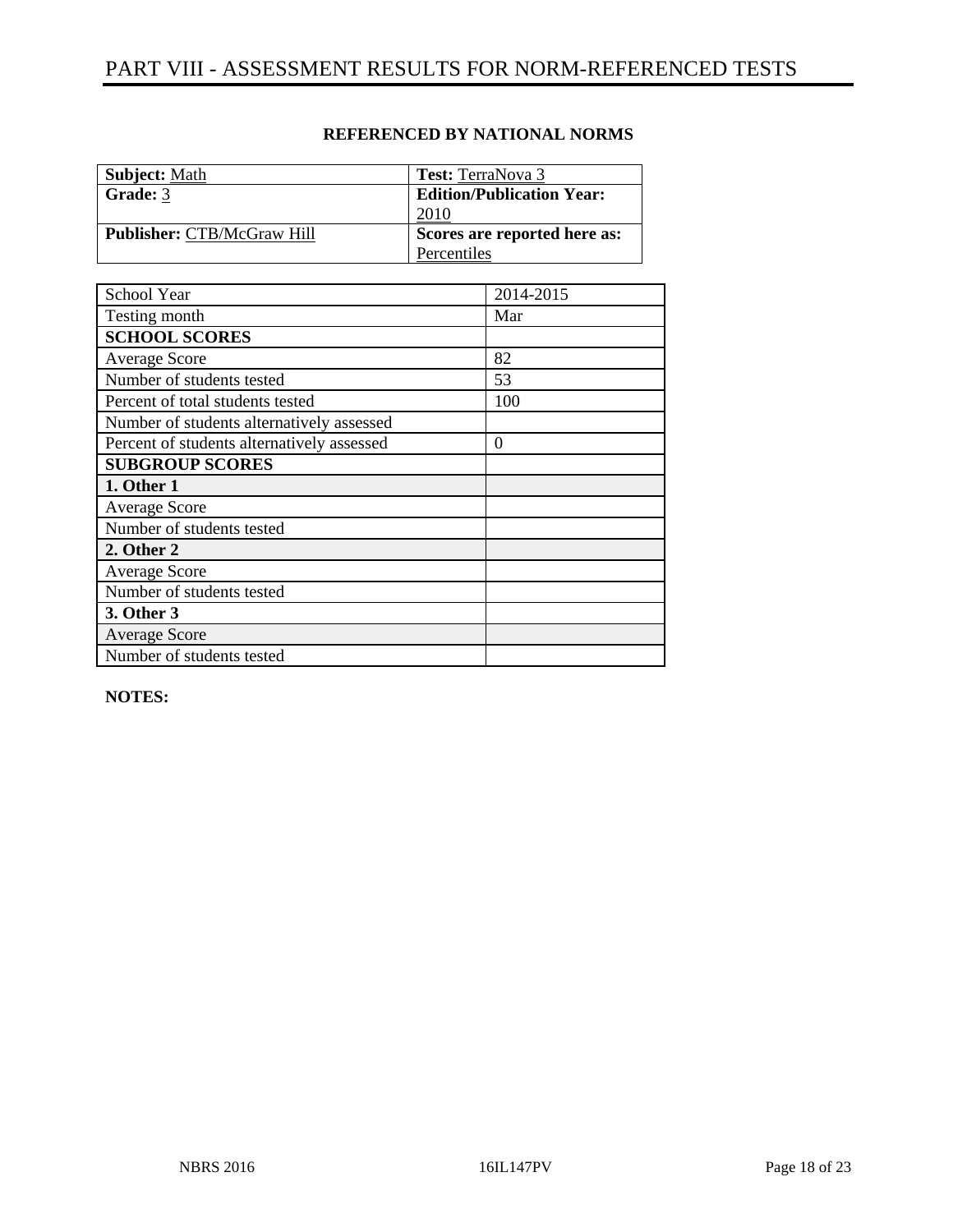# PART VIII - ASSESSMENT RESULTS FOR NORM-REFERENCED TESTS

**REFERENCED BY NATIONAL NORMS**

| **Subject:** Math | **Test:** TerraNova 3 |
|---|---|
| **Grade:** 3 | **Edition/Publication Year:** 2010 |
| **Publisher:** CTB/McGraw Hill | **Scores are reported here as:** Percentiles |

| School Year | 2014-2015 |
|---|---|
| Testing month | Mar |
| **SCHOOL SCORES** | |
| Average Score | 82 |
| Number of students tested | 53 |
| Percent of total students tested | 100 |
| Number of students alternatively assessed | |
| Percent of students alternatively assessed | 0 |
| **SUBGROUP SCORES** | |
| **1. Other 1** | |
| Average Score | |
| Number of students tested | |
| **2. Other 2** | |
| Average Score | |
| Number of students tested | |
| **3. Other 3** | |
| Average Score | |
| Number of students tested | |

**NOTES:**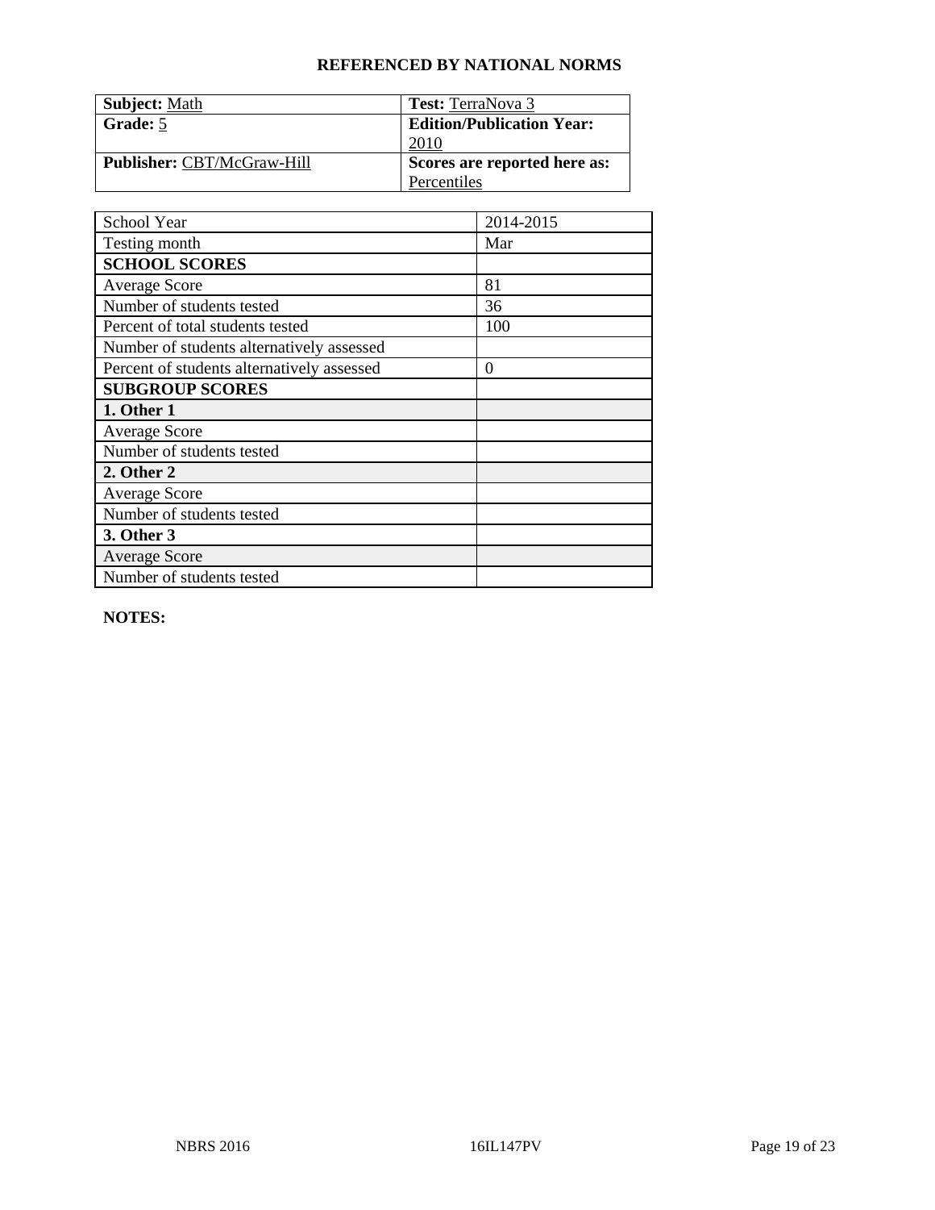## REFERENCED BY NATIONAL NORMS

| **Subject:** Math | **Test:** TerraNova 3 |
|---|---|
| **Grade:** 5 | **Edition/Publication Year:** 2010 |
| **Publisher:** CBT/McGraw-Hill | **Scores are reported here as:** Percentiles |

| School Year | 2014-2015 |
|---|---|
| Testing month | Mar |
| **SCHOOL SCORES** | |
| Average Score | 81 |
| Number of students tested | 36 |
| Percent of total students tested | 100 |
| Number of students alternatively assessed | |
| Percent of students alternatively assessed | 0 |
| **SUBGROUP SCORES** | |
| **1. Other 1** | |
| Average Score | |
| Number of students tested | |
| **2. Other 2** | |
| Average Score | |
| Number of students tested | |
| **3. Other 3** | |
| Average Score | |
| Number of students tested | |

**NOTES:**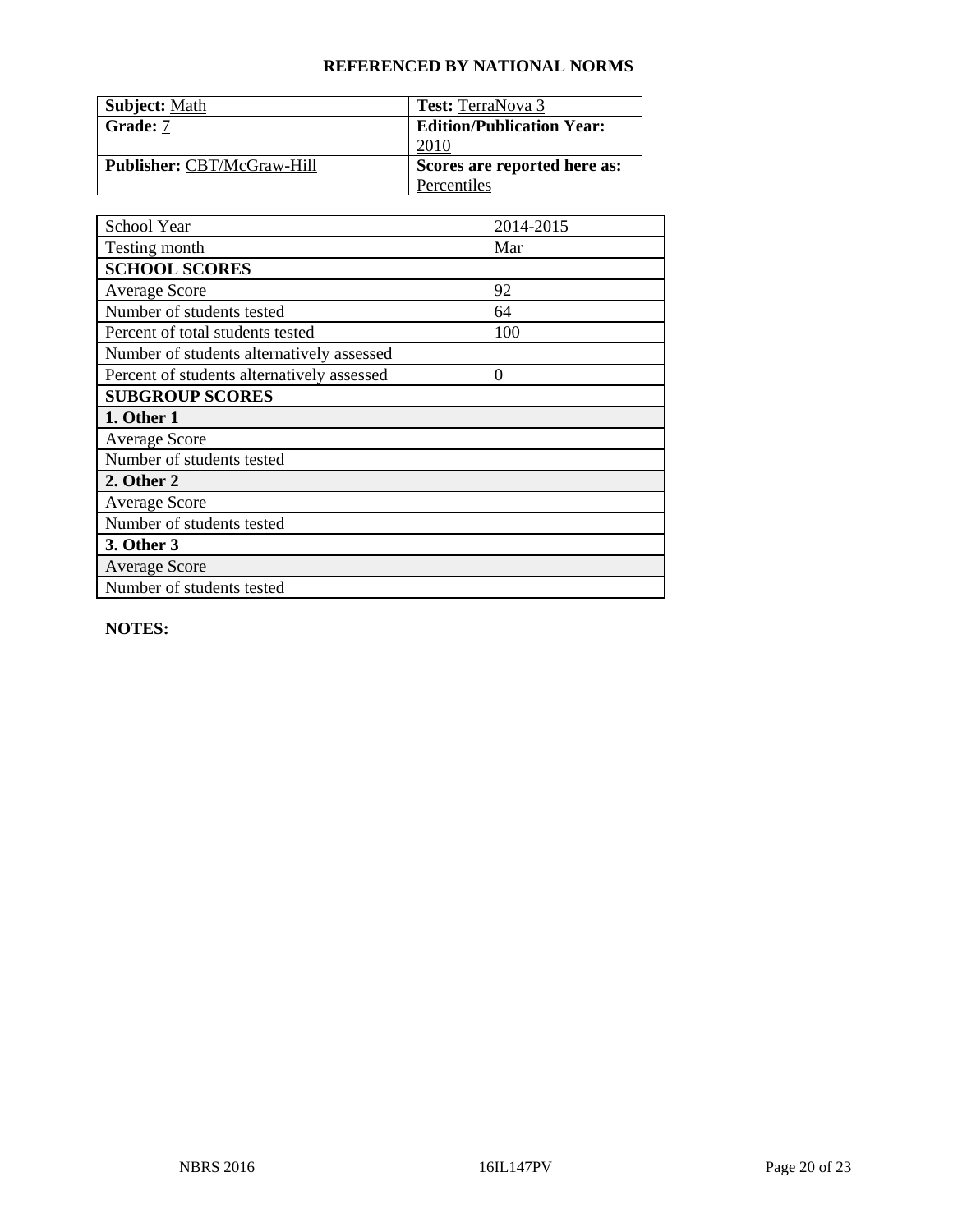**REFERENCED BY NATIONAL NORMS**

| **Subject:** Math | **Test:** TerraNova 3 |
| --- | --- |
| **Grade:** 7 | **Edition/Publication Year:** 2010 |
| **Publisher:** CBT/McGraw-Hill | **Scores are reported here as:** Percentiles |

| School Year | 2014-2015 |
| --- | --- |
| Testing month | Mar |
| **SCHOOL SCORES** | |
| Average Score | 92 |
| Number of students tested | 64 |
| Percent of total students tested | 100 |
| Number of students alternatively assessed | |
| Percent of students alternatively assessed | 0 |
| **SUBGROUP SCORES** | |
| **1. Other 1** | |
| Average Score | |
| Number of students tested | |
| **2. Other 2** | |
| Average Score | |
| Number of students tested | |
| **3. Other 3** | |
| Average Score | |
| Number of students tested | |

**NOTES:**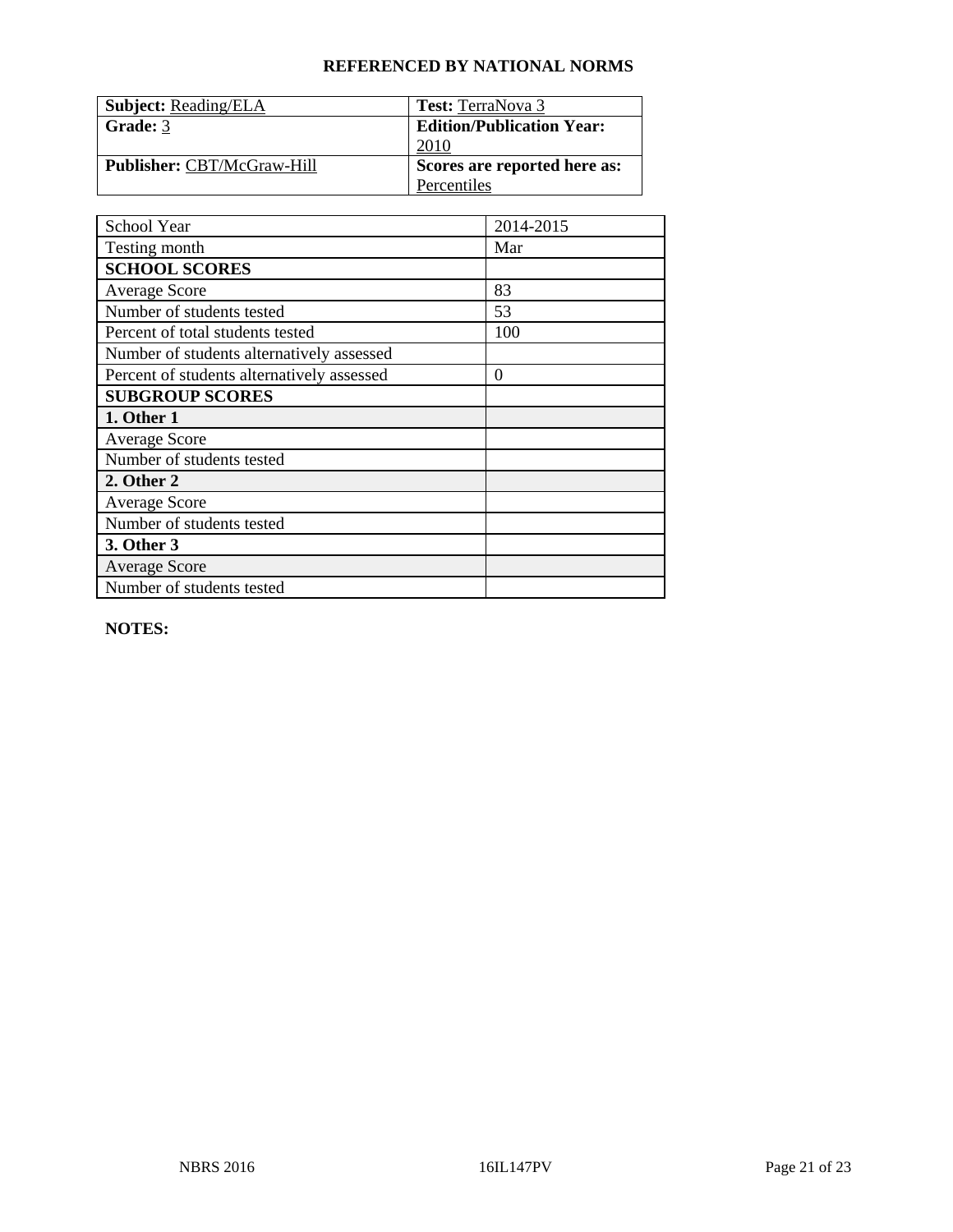**REFERENCED BY NATIONAL NORMS**

| **Subject:** Reading/ELA | **Test:** TerraNova 3 |
|---|---|
| **Grade:** 3 | **Edition/Publication Year:** 2010 |
| **Publisher:** CBT/McGraw-Hill | **Scores are reported here as:** Percentiles |

| School Year | 2014-2015 |
|---|---|
| Testing month | Mar |
| **SCHOOL SCORES** | |
| Average Score | 83 |
| Number of students tested | 53 |
| Percent of total students tested | 100 |
| Number of students alternatively assessed | |
| Percent of students alternatively assessed | 0 |
| **SUBGROUP SCORES** | |
| **1. Other 1** | |
| Average Score | |
| Number of students tested | |
| **2. Other 2** | |
| Average Score | |
| Number of students tested | |
| **3. Other 3** | |
| Average Score | |
| Number of students tested | |

**NOTES:**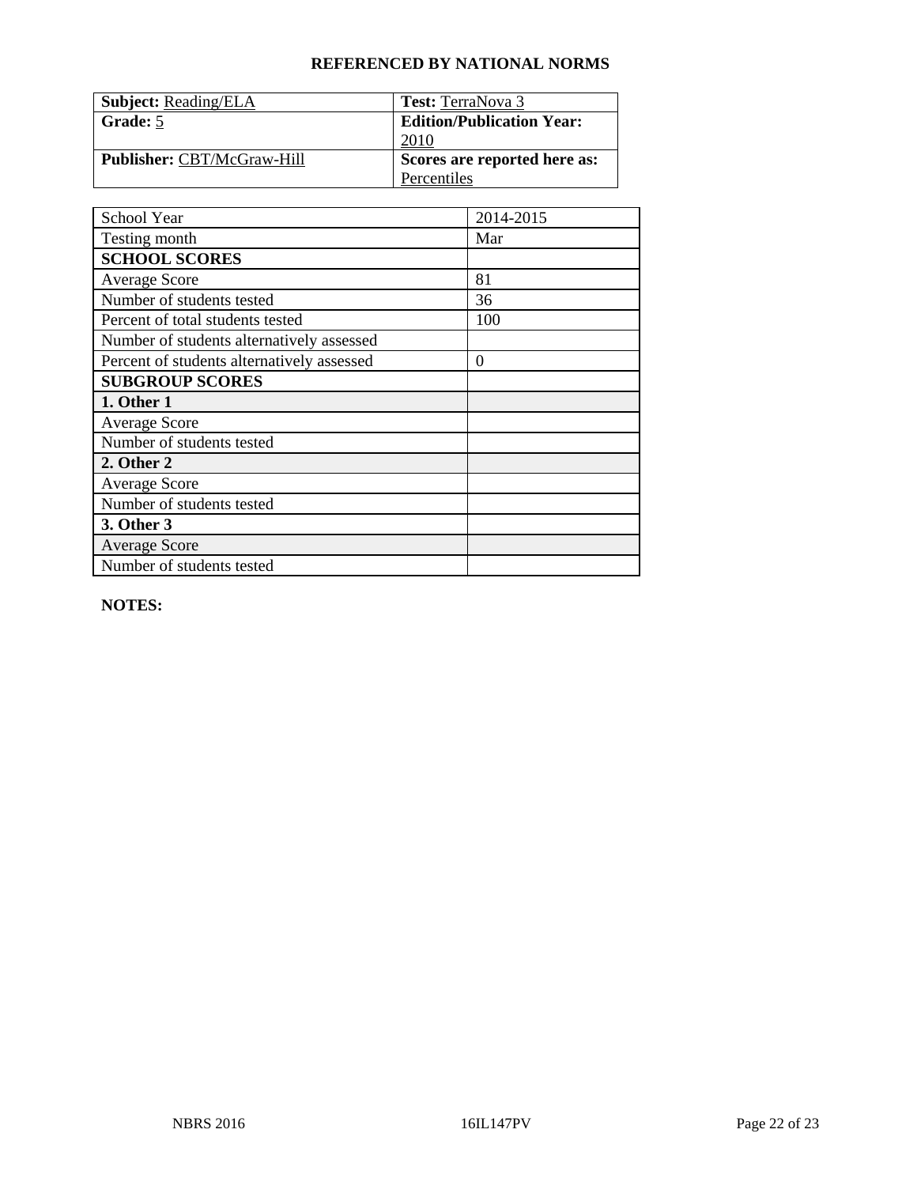**REFERENCED BY NATIONAL NORMS**

| **Subject:** Reading/ELA | **Test:** TerraNova 3 |
|---|---|
| **Grade:** 5 | **Edition/Publication Year:** 2010 |
| **Publisher:** CBT/McGraw-Hill | **Scores are reported here as:** Percentiles |

| School Year | 2014-2015 |
|---|---|
| Testing month | Mar |
| **SCHOOL SCORES** | |
| Average Score | 81 |
| Number of students tested | 36 |
| Percent of total students tested | 100 |
| Number of students alternatively assessed | |
| Percent of students alternatively assessed | 0 |
| **SUBGROUP SCORES** | |
| **1. Other 1** | |
| Average Score | |
| Number of students tested | |
| **2. Other 2** | |
| Average Score | |
| Number of students tested | |
| **3. Other 3** | |
| Average Score | |
| Number of students tested | |

**NOTES:**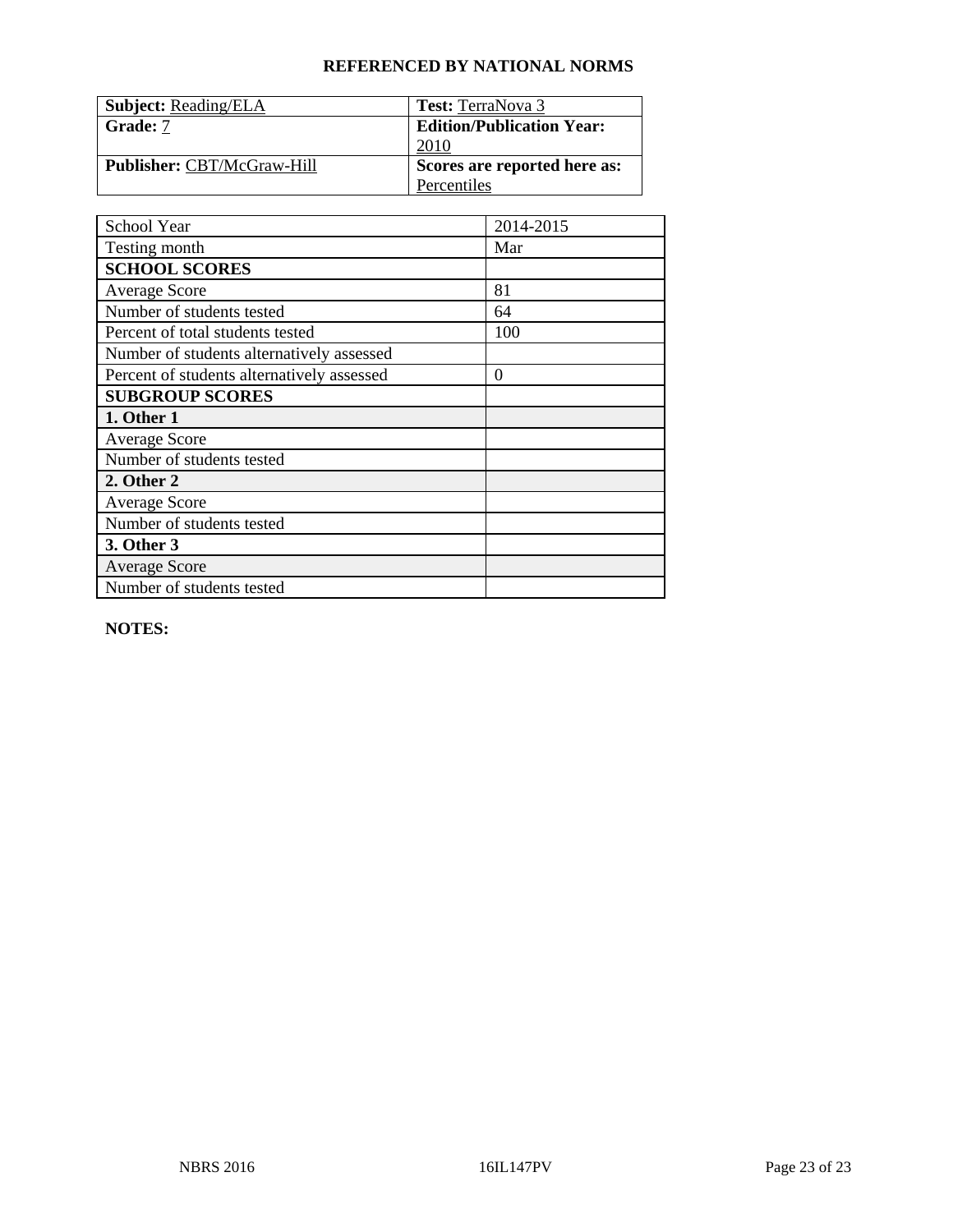**REFERENCED BY NATIONAL NORMS**

| | |
|---|---|
| **Subject:** Reading/ELA | **Test:** TerraNova 3 |
| **Grade:** 7 | **Edition/Publication Year:** 2010 |
| **Publisher:** CBT/McGraw-Hill | **Scores are reported here as:** Percentiles |

| School Year | 2014-2015 |
|---|---|
| Testing month | Mar |
| **SCHOOL SCORES** | |
| Average Score | 81 |
| Number of students tested | 64 |
| Percent of total students tested | 100 |
| Number of students alternatively assessed | |
| Percent of students alternatively assessed | 0 |
| **SUBGROUP SCORES** | |
| **1. Other 1** | |
| Average Score | |
| Number of students tested | |
| **2. Other 2** | |
| Average Score | |
| Number of students tested | |
| **3. Other 3** | |
| Average Score | |
| Number of students tested | |

**NOTES:**